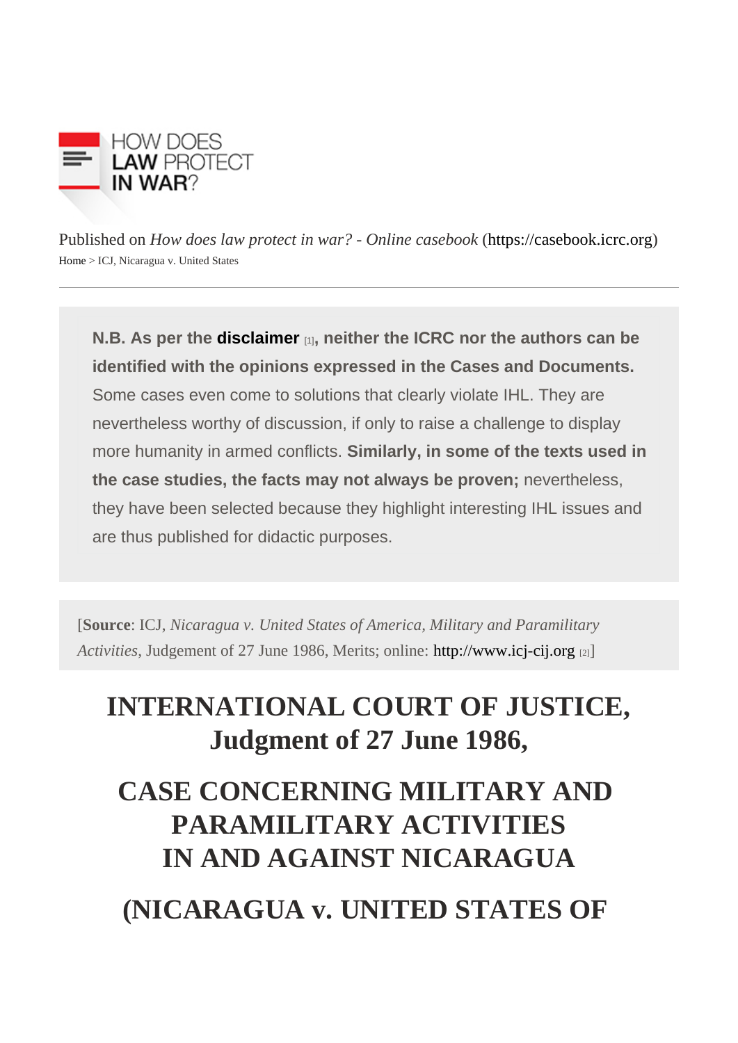HOW DOES LAW PROTECT IN WAR?

Published on *How does law protect in war? - Online casebook* (https://casebook.icrc.org)

Home > ICJ, Nicaragua v. United States

---

**N.B. As per the disclaimer [1], neither the ICRC nor the authors can be identified with the opinions expressed in the Cases and Documents.** Some cases even come to solutions that clearly violate IHL. They are nevertheless worthy of discussion, if only to raise a challenge to display more humanity in armed conflicts. **Similarly, in some of the texts used in the case studies, the facts may not always be proven;** nevertheless, they have been selected because they highlight interesting IHL issues and are thus published for didactic purposes.

[**Source**: ICJ, *Nicaragua v. United States of America, Military and Paramilitary Activities*, Judgement of 27 June 1986, Merits; online: http://www.icj-cij.org [2]]

# INTERNATIONAL COURT OF JUSTICE, Judgment of 27 June 1986,

# CASE CONCERNING MILITARY AND PARAMILITARY ACTIVITIES IN AND AGAINST NICARAGUA

# (NICARAGUA v. UNITED STATES OF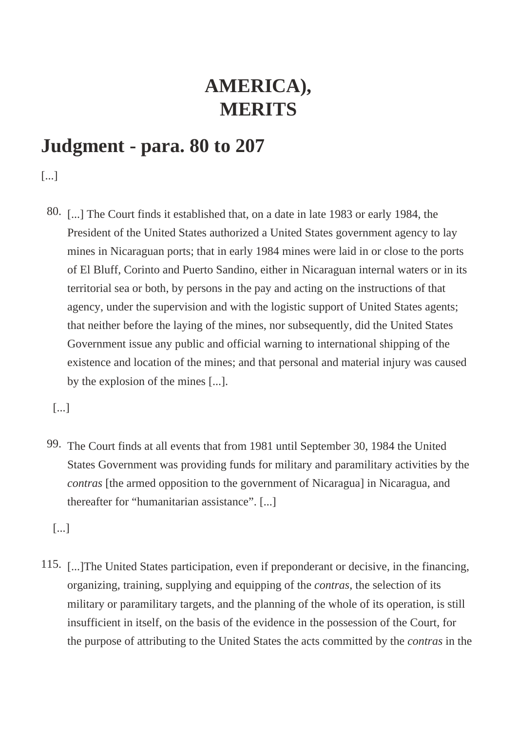# AMERICA), MERITS

## Judgment - para. 80 to 207

[...]

80. [...] The Court finds it established that, on a date in late 1983 or early 1984, the President of the United States authorized a United States government agency to lay mines in Nicaraguan ports; that in early 1984 mines were laid in or close to the ports of El Bluff, Corinto and Puerto Sandino, either in Nicaraguan internal waters or in its territorial sea or both, by persons in the pay and acting on the instructions of that agency, under the supervision and with the logistic support of United States agents; that neither before the laying of the mines, nor subsequently, did the United States Government issue any public and official warning to international shipping of the existence and location of the mines; and that personal and material injury was caused by the explosion of the mines [...].

[...]

99. The Court finds at all events that from 1981 until September 30, 1984 the United States Government was providing funds for military and paramilitary activities by the *contras* [the armed opposition to the government of Nicaragua] in Nicaragua, and thereafter for "humanitarian assistance". [...]

[...]

115. [...]The United States participation, even if preponderant or decisive, in the financing, organizing, training, supplying and equipping of the *contras*, the selection of its military or paramilitary targets, and the planning of the whole of its operation, is still insufficient in itself, on the basis of the evidence in the possession of the Court, for the purpose of attributing to the United States the acts committed by the *contras* in the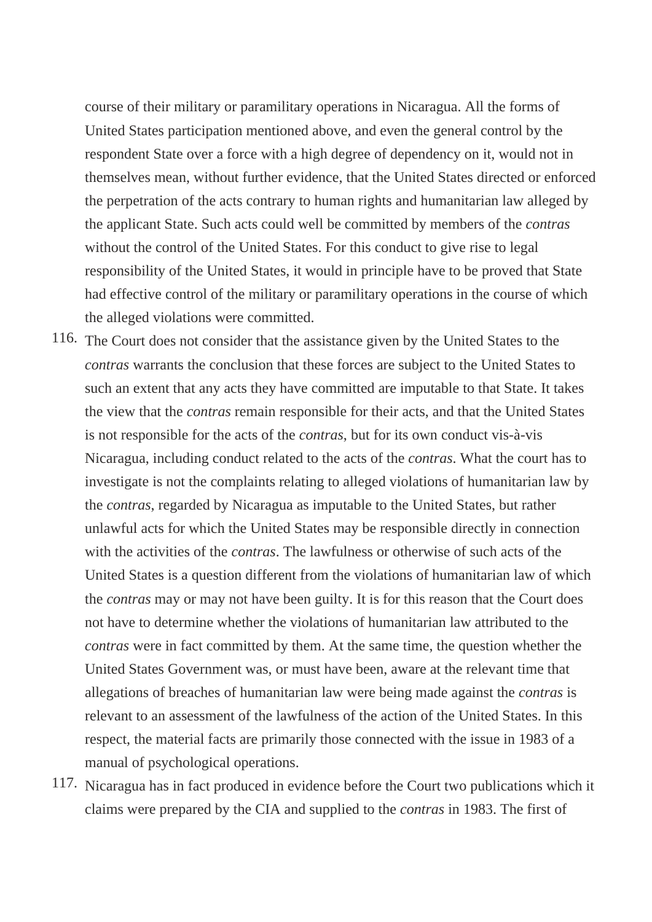course of their military or paramilitary operations in Nicaragua. All the forms of United States participation mentioned above, and even the general control by the respondent State over a force with a high degree of dependency on it, would not in themselves mean, without further evidence, that the United States directed or enforced the perpetration of the acts contrary to human rights and humanitarian law alleged by the applicant State. Such acts could well be committed by members of the *contras* without the control of the United States. For this conduct to give rise to legal responsibility of the United States, it would in principle have to be proved that State had effective control of the military or paramilitary operations in the course of which the alleged violations were committed.

116. The Court does not consider that the assistance given by the United States to the *contras* warrants the conclusion that these forces are subject to the United States to such an extent that any acts they have committed are imputable to that State. It takes the view that the *contras* remain responsible for their acts, and that the United States is not responsible for the acts of the *contras*, but for its own conduct vis-à-vis Nicaragua, including conduct related to the acts of the *contras*. What the court has to investigate is not the complaints relating to alleged violations of humanitarian law by the *contras*, regarded by Nicaragua as imputable to the United States, but rather unlawful acts for which the United States may be responsible directly in connection with the activities of the *contras*. The lawfulness or otherwise of such acts of the United States is a question different from the violations of humanitarian law of which the *contras* may or may not have been guilty. It is for this reason that the Court does not have to determine whether the violations of humanitarian law attributed to the *contras* were in fact committed by them. At the same time, the question whether the United States Government was, or must have been, aware at the relevant time that allegations of breaches of humanitarian law were being made against the *contras* is relevant to an assessment of the lawfulness of the action of the United States. In this respect, the material facts are primarily those connected with the issue in 1983 of a manual of psychological operations.

117. Nicaragua has in fact produced in evidence before the Court two publications which it claims were prepared by the CIA and supplied to the *contras* in 1983. The first of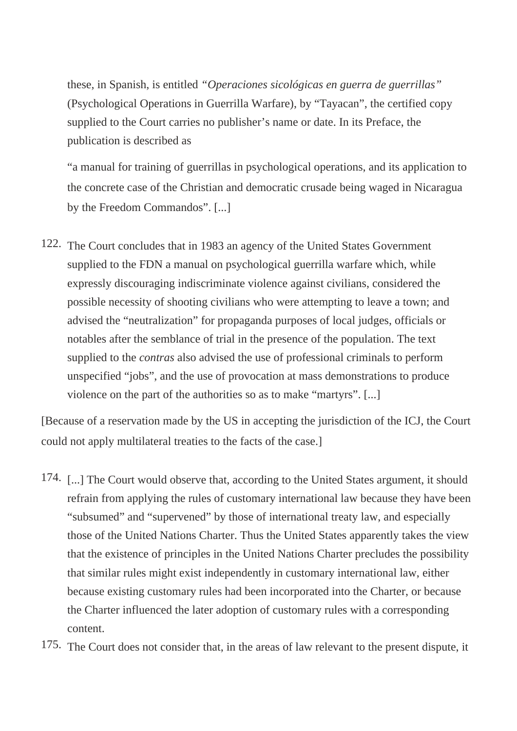these, in Spanish, is entitled *“Operaciones sicológicas en guerra de guerrillas”* (Psychological Operations in Guerrilla Warfare), by “Tayacan”, the certified copy supplied to the Court carries no publisher’s name or date. In its Preface, the publication is described as

> “a manual for training of guerrillas in psychological operations, and its application to the concrete case of the Christian and democratic crusade being waged in Nicaragua by the Freedom Commandos”. [...]

122. The Court concludes that in 1983 an agency of the United States Government supplied to the FDN a manual on psychological guerrilla warfare which, while expressly discouraging indiscriminate violence against civilians, considered the possible necessity of shooting civilians who were attempting to leave a town; and advised the “neutralization” for propaganda purposes of local judges, officials or notables after the semblance of trial in the presence of the population. The text supplied to the *contras* also advised the use of professional criminals to perform unspecified “jobs”, and the use of provocation at mass demonstrations to produce violence on the part of the authorities so as to make “martyrs”. [...]

[Because of a reservation made by the US in accepting the jurisdiction of the ICJ, the Court could not apply multilateral treaties to the facts of the case.]

174. [...] The Court would observe that, according to the United States argument, it should refrain from applying the rules of customary international law because they have been “subsumed” and “supervened” by those of international treaty law, and especially those of the United Nations Charter. Thus the United States apparently takes the view that the existence of principles in the United Nations Charter precludes the possibility that similar rules might exist independently in customary international law, either because existing customary rules had been incorporated into the Charter, or because the Charter influenced the later adoption of customary rules with a corresponding content.

175. The Court does not consider that, in the areas of law relevant to the present dispute, it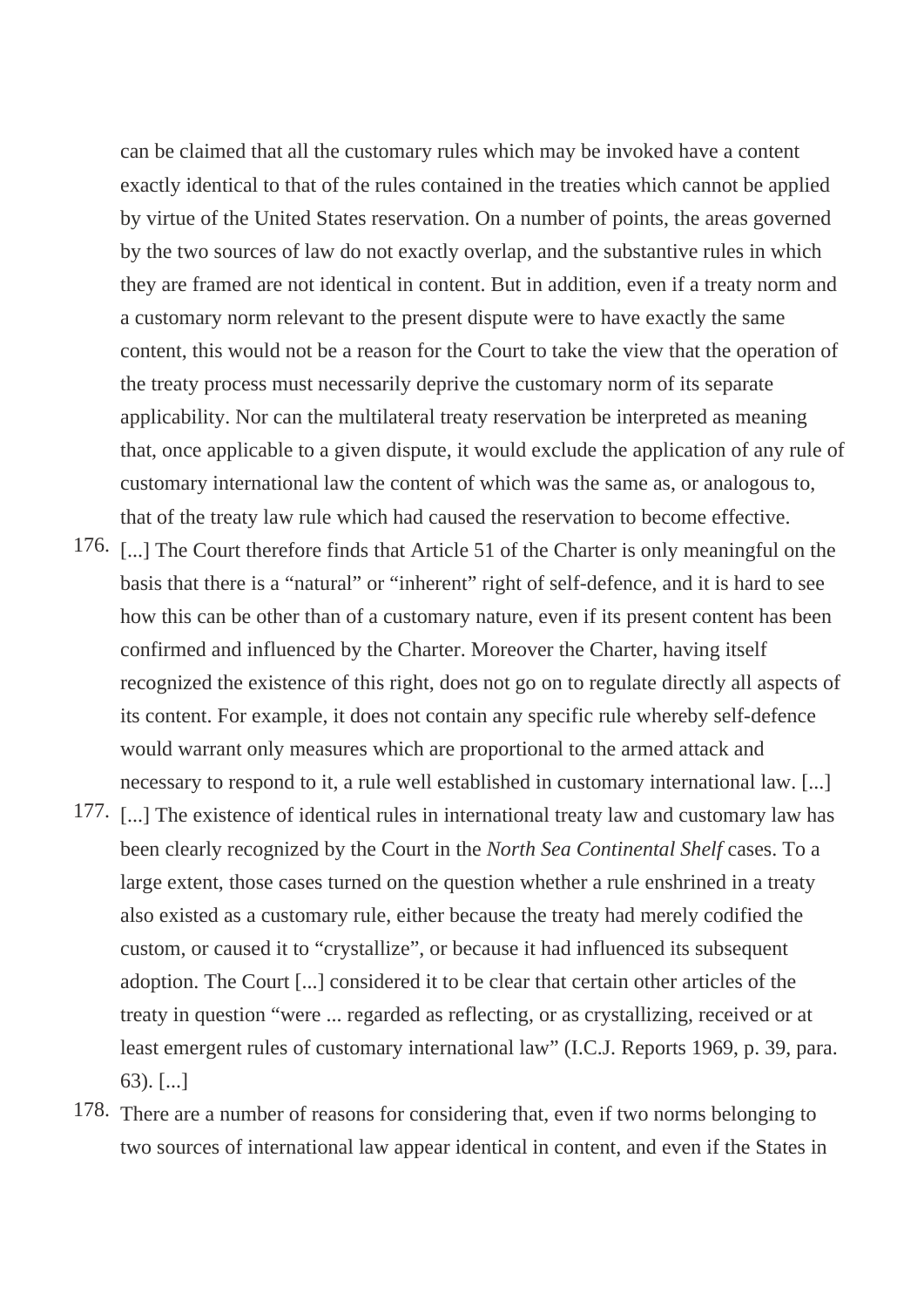can be claimed that all the customary rules which may be invoked have a content exactly identical to that of the rules contained in the treaties which cannot be applied by virtue of the United States reservation. On a number of points, the areas governed by the two sources of law do not exactly overlap, and the substantive rules in which they are framed are not identical in content. But in addition, even if a treaty norm and a customary norm relevant to the present dispute were to have exactly the same content, this would not be a reason for the Court to take the view that the operation of the treaty process must necessarily deprive the customary norm of its separate applicability. Nor can the multilateral treaty reservation be interpreted as meaning that, once applicable to a given dispute, it would exclude the application of any rule of customary international law the content of which was the same as, or analogous to, that of the treaty law rule which had caused the reservation to become effective.

176. [...] The Court therefore finds that Article 51 of the Charter is only meaningful on the basis that there is a "natural" or "inherent" right of self-defence, and it is hard to see how this can be other than of a customary nature, even if its present content has been confirmed and influenced by the Charter. Moreover the Charter, having itself recognized the existence of this right, does not go on to regulate directly all aspects of its content. For example, it does not contain any specific rule whereby self-defence would warrant only measures which are proportional to the armed attack and necessary to respond to it, a rule well established in customary international law. [...]

177. [...] The existence of identical rules in international treaty law and customary law has been clearly recognized by the Court in the *North Sea Continental Shelf* cases. To a large extent, those cases turned on the question whether a rule enshrined in a treaty also existed as a customary rule, either because the treaty had merely codified the custom, or caused it to "crystallize", or because it had influenced its subsequent adoption. The Court [...] considered it to be clear that certain other articles of the treaty in question "were ... regarded as reflecting, or as crystallizing, received or at least emergent rules of customary international law" (I.C.J. Reports 1969, p. 39, para. 63). [...]

178. There are a number of reasons for considering that, even if two norms belonging to two sources of international law appear identical in content, and even if the States in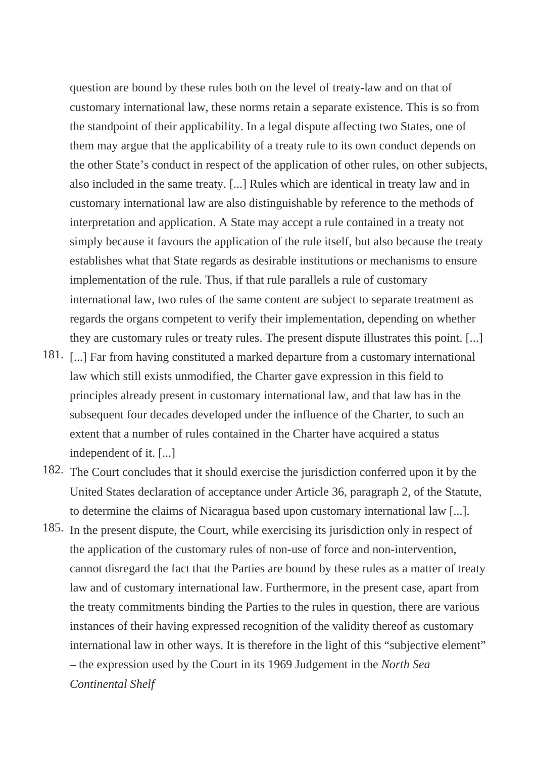question are bound by these rules both on the level of treaty-law and on that of customary international law, these norms retain a separate existence. This is so from the standpoint of their applicability. In a legal dispute affecting two States, one of them may argue that the applicability of a treaty rule to its own conduct depends on the other State's conduct in respect of the application of other rules, on other subjects, also included in the same treaty. [...] Rules which are identical in treaty law and in customary international law are also distinguishable by reference to the methods of interpretation and application. A State may accept a rule contained in a treaty not simply because it favours the application of the rule itself, but also because the treaty establishes what that State regards as desirable institutions or mechanisms to ensure implementation of the rule. Thus, if that rule parallels a rule of customary international law, two rules of the same content are subject to separate treatment as regards the organs competent to verify their implementation, depending on whether they are customary rules or treaty rules. The present dispute illustrates this point. [...]

181. [...] Far from having constituted a marked departure from a customary international law which still exists unmodified, the Charter gave expression in this field to principles already present in customary international law, and that law has in the subsequent four decades developed under the influence of the Charter, to such an extent that a number of rules contained in the Charter have acquired a status independent of it. [...]

182. The Court concludes that it should exercise the jurisdiction conferred upon it by the United States declaration of acceptance under Article 36, paragraph 2, of the Statute, to determine the claims of Nicaragua based upon customary international law [...].

185. In the present dispute, the Court, while exercising its jurisdiction only in respect of the application of the customary rules of non-use of force and non-intervention, cannot disregard the fact that the Parties are bound by these rules as a matter of treaty law and of customary international law. Furthermore, in the present case, apart from the treaty commitments binding the Parties to the rules in question, there are various instances of their having expressed recognition of the validity thereof as customary international law in other ways. It is therefore in the light of this "subjective element" – the expression used by the Court in its 1969 Judgement in the *North Sea Continental Shelf*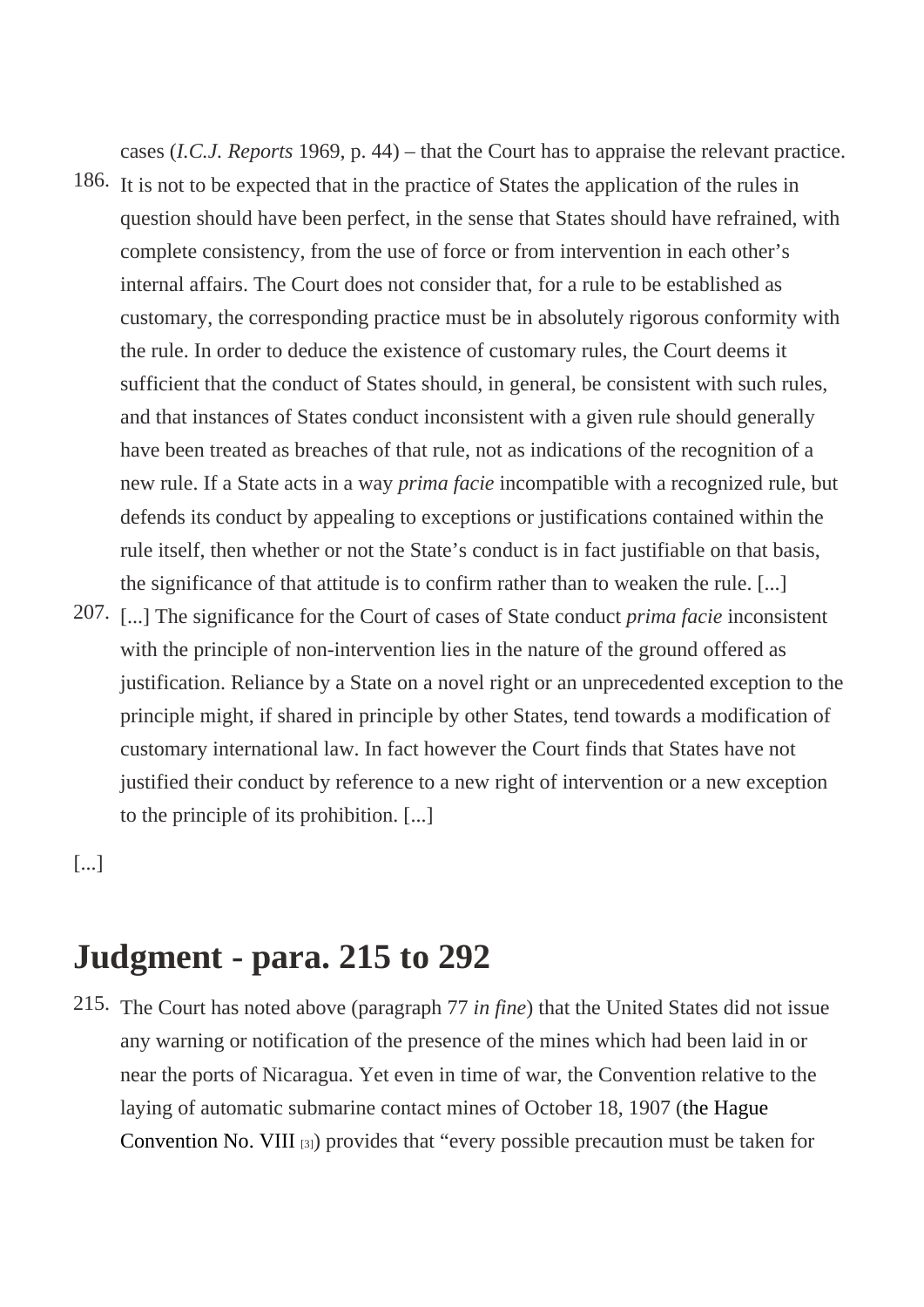cases (*I.C.J. Reports* 1969, p. 44) – that the Court has to appraise the relevant practice.

186. It is not to be expected that in the practice of States the application of the rules in question should have been perfect, in the sense that States should have refrained, with complete consistency, from the use of force or from intervention in each other's internal affairs. The Court does not consider that, for a rule to be established as customary, the corresponding practice must be in absolutely rigorous conformity with the rule. In order to deduce the existence of customary rules, the Court deems it sufficient that the conduct of States should, in general, be consistent with such rules, and that instances of States conduct inconsistent with a given rule should generally have been treated as breaches of that rule, not as indications of the recognition of a new rule. If a State acts in a way *prima facie* incompatible with a recognized rule, but defends its conduct by appealing to exceptions or justifications contained within the rule itself, then whether or not the State's conduct is in fact justifiable on that basis, the significance of that attitude is to confirm rather than to weaken the rule. [...]

207. [...] The significance for the Court of cases of State conduct *prima facie* inconsistent with the principle of non-intervention lies in the nature of the ground offered as justification. Reliance by a State on a novel right or an unprecedented exception to the principle might, if shared in principle by other States, tend towards a modification of customary international law. In fact however the Court finds that States have not justified their conduct by reference to a new right of intervention or a new exception to the principle of its prohibition. [...]

[...]

## Judgment - para. 215 to 292

215. The Court has noted above (paragraph 77 *in fine*) that the United States did not issue any warning or notification of the presence of the mines which had been laid in or near the ports of Nicaragua. Yet even in time of war, the Convention relative to the laying of automatic submarine contact mines of October 18, 1907 (the Hague Convention No. VIII [3]) provides that "every possible precaution must be taken for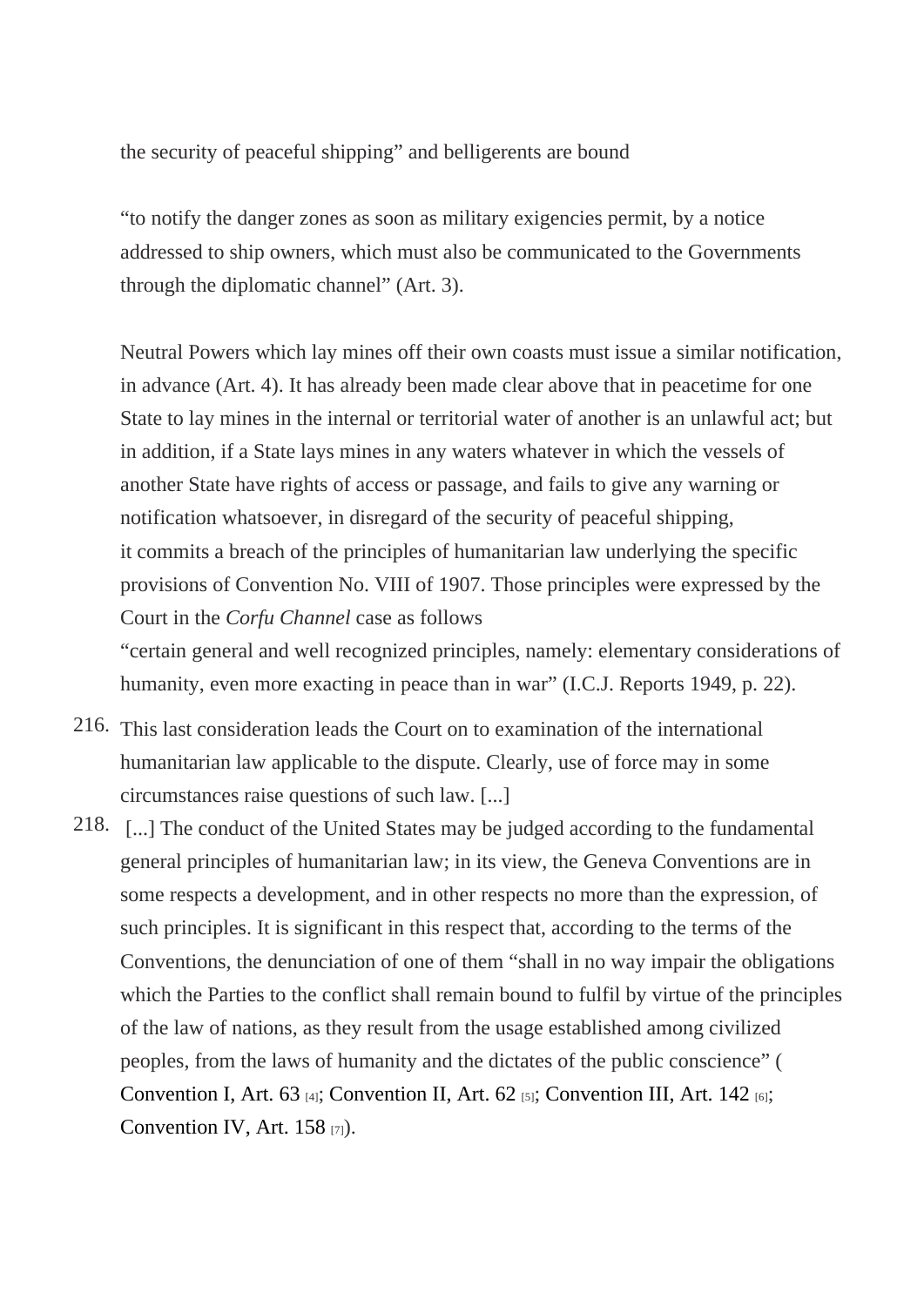the security of peaceful shipping" and belligerents are bound

"to notify the danger zones as soon as military exigencies permit, by a notice addressed to ship owners, which must also be communicated to the Governments through the diplomatic channel" (Art. 3).

Neutral Powers which lay mines off their own coasts must issue a similar notification, in advance (Art. 4). It has already been made clear above that in peacetime for one State to lay mines in the internal or territorial water of another is an unlawful act; but in addition, if a State lays mines in any waters whatever in which the vessels of another State have rights of access or passage, and fails to give any warning or notification whatsoever, in disregard of the security of peaceful shipping, it commits a breach of the principles of humanitarian law underlying the specific provisions of Convention No. VIII of 1907. Those principles were expressed by the Court in the *Corfu Channel* case as follows

"certain general and well recognized principles, namely: elementary considerations of humanity, even more exacting in peace than in war" (I.C.J. Reports 1949, p. 22).

216. This last consideration leads the Court on to examination of the international humanitarian law applicable to the dispute. Clearly, use of force may in some circumstances raise questions of such law. [...]

218. [...] The conduct of the United States may be judged according to the fundamental general principles of humanitarian law; in its view, the Geneva Conventions are in some respects a development, and in other respects no more than the expression, of such principles. It is significant in this respect that, according to the terms of the Conventions, the denunciation of one of them "shall in no way impair the obligations which the Parties to the conflict shall remain bound to fulfil by virtue of the principles of the law of nations, as they result from the usage established among civilized peoples, from the laws of humanity and the dictates of the public conscience" (Convention I, Art. 63 [4]; Convention II, Art. 62 [5]; Convention III, Art. 142 [6]; Convention IV, Art. 158 [7]).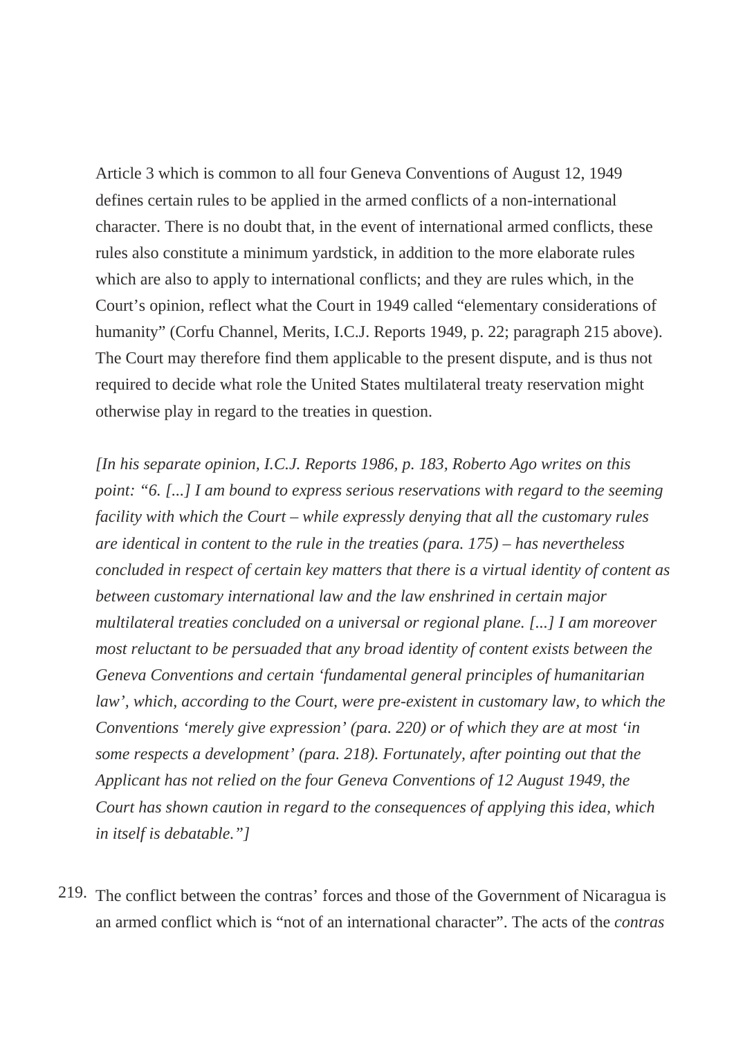Article 3 which is common to all four Geneva Conventions of August 12, 1949 defines certain rules to be applied in the armed conflicts of a non-international character. There is no doubt that, in the event of international armed conflicts, these rules also constitute a minimum yardstick, in addition to the more elaborate rules which are also to apply to international conflicts; and they are rules which, in the Court's opinion, reflect what the Court in 1949 called "elementary considerations of humanity" (Corfu Channel, Merits, I.C.J. Reports 1949, p. 22; paragraph 215 above). The Court may therefore find them applicable to the present dispute, and is thus not required to decide what role the United States multilateral treaty reservation might otherwise play in regard to the treaties in question.

*[In his separate opinion, I.C.J. Reports 1986, p. 183, Roberto Ago writes on this point: "6. [...] I am bound to express serious reservations with regard to the seeming facility with which the Court – while expressly denying that all the customary rules are identical in content to the rule in the treaties (para. 175) – has nevertheless concluded in respect of certain key matters that there is a virtual identity of content as between customary international law and the law enshrined in certain major multilateral treaties concluded on a universal or regional plane. [...] I am moreover most reluctant to be persuaded that any broad identity of content exists between the Geneva Conventions and certain 'fundamental general principles of humanitarian law', which, according to the Court, were pre-existent in customary law, to which the Conventions 'merely give expression' (para. 220) or of which they are at most 'in some respects a development' (para. 218). Fortunately, after pointing out that the Applicant has not relied on the four Geneva Conventions of 12 August 1949, the Court has shown caution in regard to the consequences of applying this idea, which in itself is debatable."]*

219. The conflict between the contras' forces and those of the Government of Nicaragua is an armed conflict which is "not of an international character". The acts of the *contras*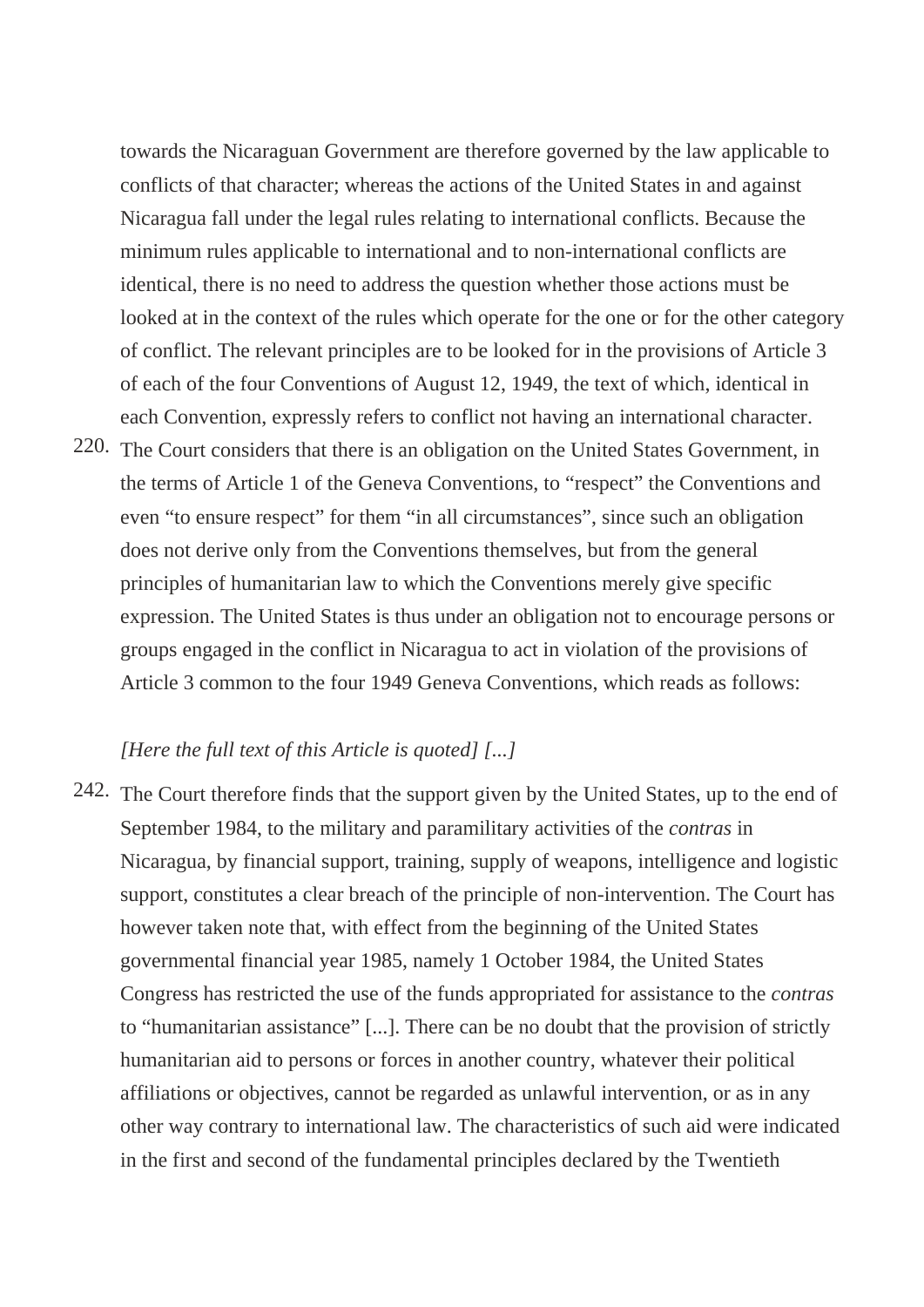towards the Nicaraguan Government are therefore governed by the law applicable to conflicts of that character; whereas the actions of the United States in and against Nicaragua fall under the legal rules relating to international conflicts. Because the minimum rules applicable to international and to non-international conflicts are identical, there is no need to address the question whether those actions must be looked at in the context of the rules which operate for the one or for the other category of conflict. The relevant principles are to be looked for in the provisions of Article 3 of each of the four Conventions of August 12, 1949, the text of which, identical in each Convention, expressly refers to conflict not having an international character.

220. The Court considers that there is an obligation on the United States Government, in the terms of Article 1 of the Geneva Conventions, to "respect" the Conventions and even "to ensure respect" for them "in all circumstances", since such an obligation does not derive only from the Conventions themselves, but from the general principles of humanitarian law to which the Conventions merely give specific expression. The United States is thus under an obligation not to encourage persons or groups engaged in the conflict in Nicaragua to act in violation of the provisions of Article 3 common to the four 1949 Geneva Conventions, which reads as follows:

*[Here the full text of this Article is quoted] [...]*

242. The Court therefore finds that the support given by the United States, up to the end of September 1984, to the military and paramilitary activities of the *contras* in Nicaragua, by financial support, training, supply of weapons, intelligence and logistic support, constitutes a clear breach of the principle of non-intervention. The Court has however taken note that, with effect from the beginning of the United States governmental financial year 1985, namely 1 October 1984, the United States Congress has restricted the use of the funds appropriated for assistance to the *contras* to "humanitarian assistance" [...]. There can be no doubt that the provision of strictly humanitarian aid to persons or forces in another country, whatever their political affiliations or objectives, cannot be regarded as unlawful intervention, or as in any other way contrary to international law. The characteristics of such aid were indicated in the first and second of the fundamental principles declared by the Twentieth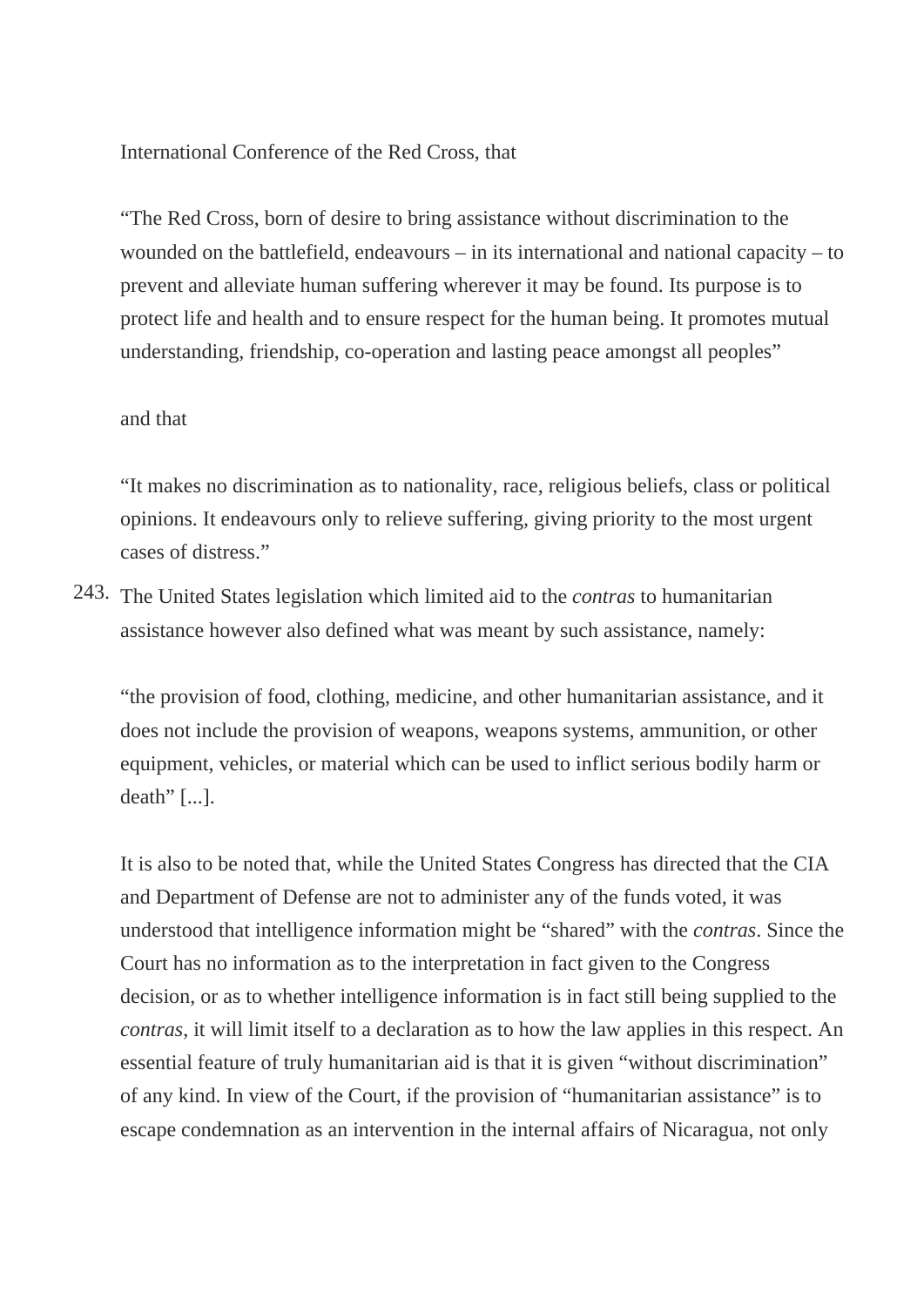International Conference of the Red Cross, that

> “The Red Cross, born of desire to bring assistance without discrimination to the wounded on the battlefield, endeavours – in its international and national capacity – to prevent and alleviate human suffering wherever it may be found. Its purpose is to protect life and health and to ensure respect for the human being. It promotes mutual understanding, friendship, co-operation and lasting peace amongst all peoples”

and that

> “It makes no discrimination as to nationality, race, religious beliefs, class or political opinions. It endeavours only to relieve suffering, giving priority to the most urgent cases of distress.”

243. The United States legislation which limited aid to the *contras* to humanitarian assistance however also defined what was meant by such assistance, namely:

> “the provision of food, clothing, medicine, and other humanitarian assistance, and it does not include the provision of weapons, weapons systems, ammunition, or other equipment, vehicles, or material which can be used to inflict serious bodily harm or death” [...].

It is also to be noted that, while the United States Congress has directed that the CIA and Department of Defense are not to administer any of the funds voted, it was understood that intelligence information might be “shared” with the *contras*. Since the Court has no information as to the interpretation in fact given to the Congress decision, or as to whether intelligence information is in fact still being supplied to the *contras*, it will limit itself to a declaration as to how the law applies in this respect. An essential feature of truly humanitarian aid is that it is given “without discrimination” of any kind. In view of the Court, if the provision of “humanitarian assistance” is to escape condemnation as an intervention in the internal affairs of Nicaragua, not only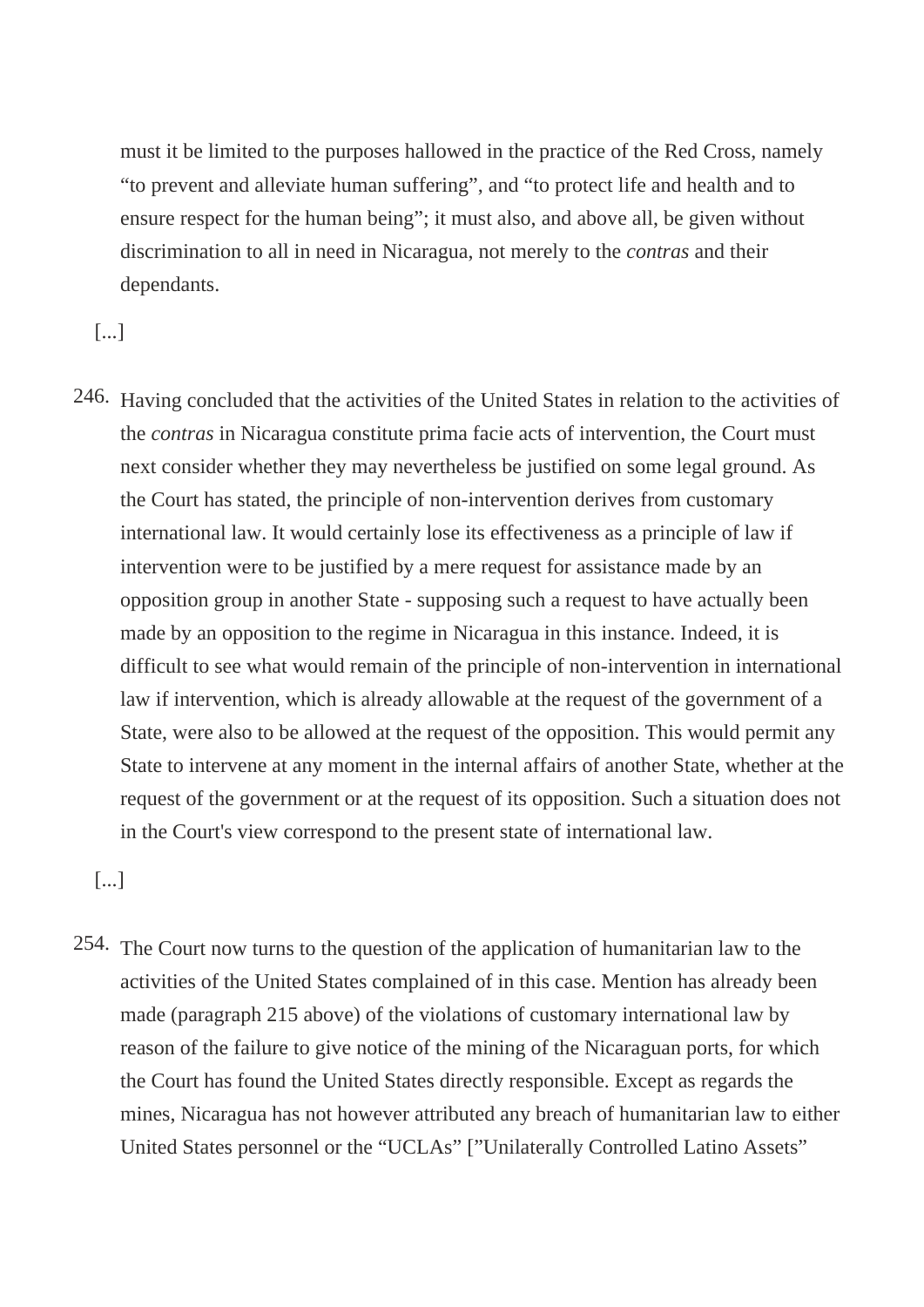must it be limited to the purposes hallowed in the practice of the Red Cross, namely "to prevent and alleviate human suffering", and "to protect life and health and to ensure respect for the human being"; it must also, and above all, be given without discrimination to all in need in Nicaragua, not merely to the *contras* and their dependants.

[...]

246. Having concluded that the activities of the United States in relation to the activities of the *contras* in Nicaragua constitute prima facie acts of intervention, the Court must next consider whether they may nevertheless be justified on some legal ground. As the Court has stated, the principle of non-intervention derives from customary international law. It would certainly lose its effectiveness as a principle of law if intervention were to be justified by a mere request for assistance made by an opposition group in another State - supposing such a request to have actually been made by an opposition to the regime in Nicaragua in this instance. Indeed, it is difficult to see what would remain of the principle of non-intervention in international law if intervention, which is already allowable at the request of the government of a State, were also to be allowed at the request of the opposition. This would permit any State to intervene at any moment in the internal affairs of another State, whether at the request of the government or at the request of its opposition. Such a situation does not in the Court's view correspond to the present state of international law.

[...]

254. The Court now turns to the question of the application of humanitarian law to the activities of the United States complained of in this case. Mention has already been made (paragraph 215 above) of the violations of customary international law by reason of the failure to give notice of the mining of the Nicaraguan ports, for which the Court has found the United States directly responsible. Except as regards the mines, Nicaragua has not however attributed any breach of humanitarian law to either United States personnel or the "UCLAs" ["Unilaterally Controlled Latino Assets"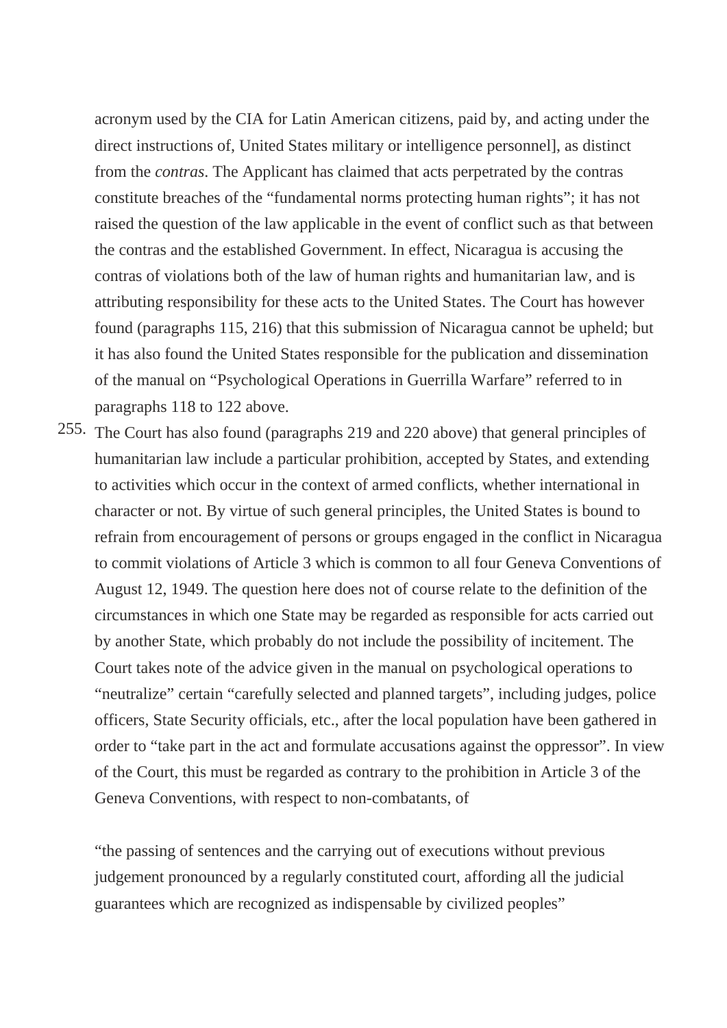acronym used by the CIA for Latin American citizens, paid by, and acting under the direct instructions of, United States military or intelligence personnel], as distinct from the *contras*. The Applicant has claimed that acts perpetrated by the contras constitute breaches of the "fundamental norms protecting human rights"; it has not raised the question of the law applicable in the event of conflict such as that between the contras and the established Government. In effect, Nicaragua is accusing the contras of violations both of the law of human rights and humanitarian law, and is attributing responsibility for these acts to the United States. The Court has however found (paragraphs 115, 216) that this submission of Nicaragua cannot be upheld; but it has also found the United States responsible for the publication and dissemination of the manual on "Psychological Operations in Guerrilla Warfare" referred to in paragraphs 118 to 122 above.

255. The Court has also found (paragraphs 219 and 220 above) that general principles of humanitarian law include a particular prohibition, accepted by States, and extending to activities which occur in the context of armed conflicts, whether international in character or not. By virtue of such general principles, the United States is bound to refrain from encouragement of persons or groups engaged in the conflict in Nicaragua to commit violations of Article 3 which is common to all four Geneva Conventions of August 12, 1949. The question here does not of course relate to the definition of the circumstances in which one State may be regarded as responsible for acts carried out by another State, which probably do not include the possibility of incitement. The Court takes note of the advice given in the manual on psychological operations to "neutralize" certain "carefully selected and planned targets", including judges, police officers, State Security officials, etc., after the local population have been gathered in order to "take part in the act and formulate accusations against the oppressor". In view of the Court, this must be regarded as contrary to the prohibition in Article 3 of the Geneva Conventions, with respect to non-combatants, of

"the passing of sentences and the carrying out of executions without previous judgement pronounced by a regularly constituted court, affording all the judicial guarantees which are recognized as indispensable by civilized peoples"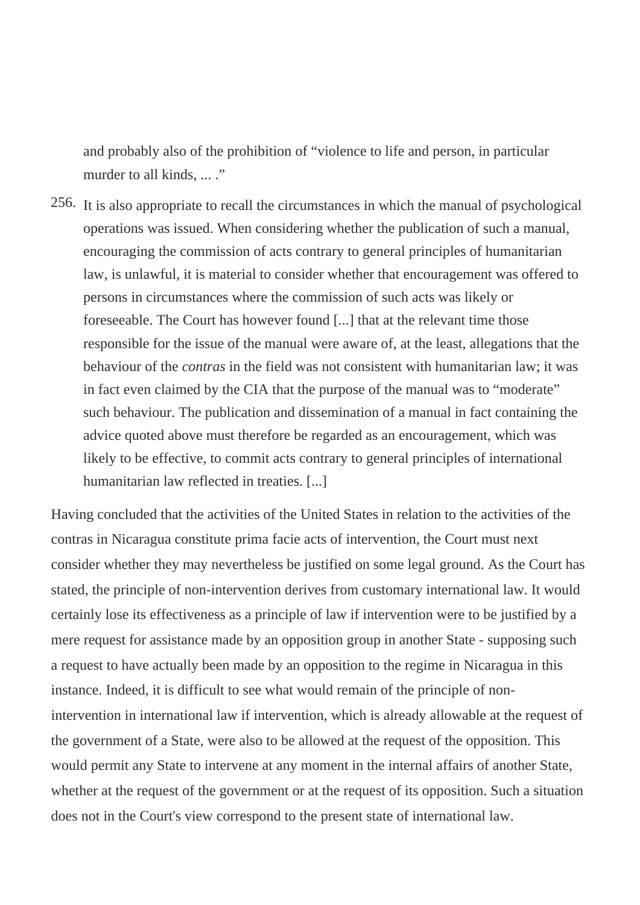and probably also of the prohibition of "violence to life and person, in particular murder to all kinds, ... ."

256. It is also appropriate to recall the circumstances in which the manual of psychological operations was issued. When considering whether the publication of such a manual, encouraging the commission of acts contrary to general principles of humanitarian law, is unlawful, it is material to consider whether that encouragement was offered to persons in circumstances where the commission of such acts was likely or foreseeable. The Court has however found [...] that at the relevant time those responsible for the issue of the manual were aware of, at the least, allegations that the behaviour of the *contras* in the field was not consistent with humanitarian law; it was in fact even claimed by the CIA that the purpose of the manual was to "moderate" such behaviour. The publication and dissemination of a manual in fact containing the advice quoted above must therefore be regarded as an encouragement, which was likely to be effective, to commit acts contrary to general principles of international humanitarian law reflected in treaties. [...]

Having concluded that the activities of the United States in relation to the activities of the contras in Nicaragua constitute prima facie acts of intervention, the Court must next consider whether they may nevertheless be justified on some legal ground. As the Court has stated, the principle of non-intervention derives from customary international law. It would certainly lose its effectiveness as a principle of law if intervention were to be justified by a mere request for assistance made by an opposition group in another State - supposing such a request to have actually been made by an opposition to the regime in Nicaragua in this instance. Indeed, it is difficult to see what would remain of the principle of non-intervention in international law if intervention, which is already allowable at the request of the government of a State, were also to be allowed at the request of the opposition. This would permit any State to intervene at any moment in the internal affairs of another State, whether at the request of the government or at the request of its opposition. Such a situation does not in the Court's view correspond to the present state of international law.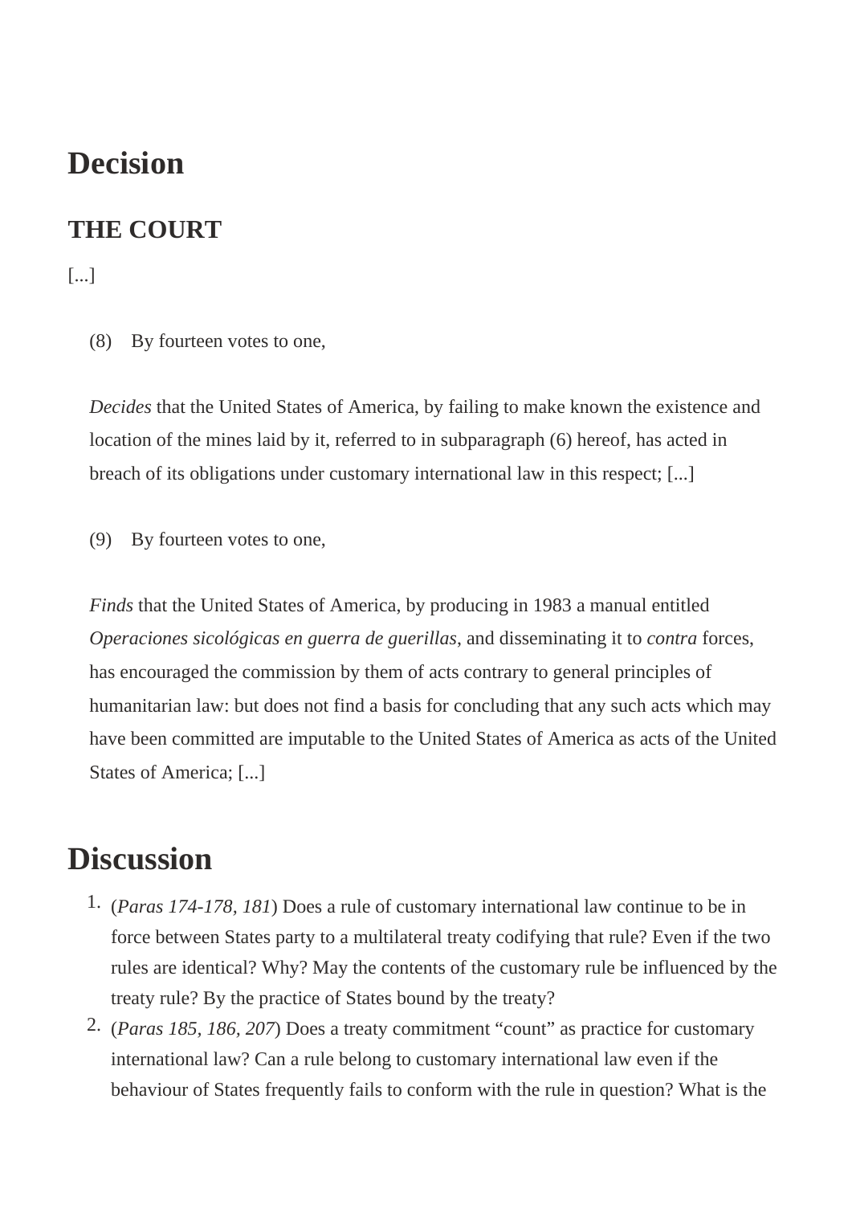# Decision

## THE COURT

[...]

(8) By fourteen votes to one,

*Decides* that the United States of America, by failing to make known the existence and location of the mines laid by it, referred to in subparagraph (6) hereof, has acted in breach of its obligations under customary international law in this respect; [...]

(9) By fourteen votes to one,

*Finds* that the United States of America, by producing in 1983 a manual entitled *Operaciones sicológicas en guerra de guerillas*, and disseminating it to *contra* forces, has encouraged the commission by them of acts contrary to general principles of humanitarian law: but does not find a basis for concluding that any such acts which may have been committed are imputable to the United States of America as acts of the United States of America; [...]

# Discussion

1. (*Paras 174-178, 181*) Does a rule of customary international law continue to be in force between States party to a multilateral treaty codifying that rule? Even if the two rules are identical? Why? May the contents of the customary rule be influenced by the treaty rule? By the practice of States bound by the treaty?
2. (*Paras 185, 186, 207*) Does a treaty commitment “count” as practice for customary international law? Can a rule belong to customary international law even if the behaviour of States frequently fails to conform with the rule in question? What is the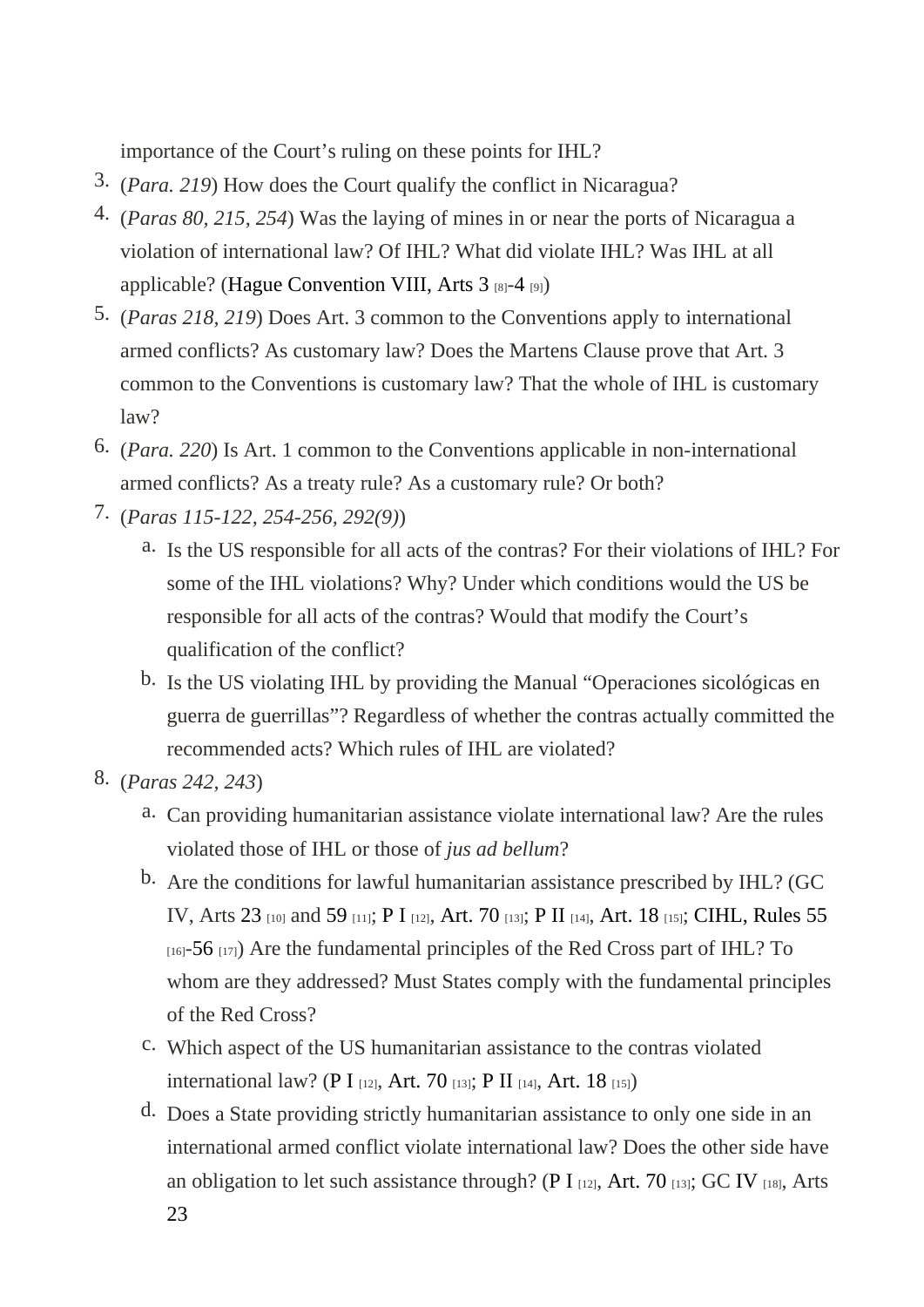importance of the Court's ruling on these points for IHL?

3. (*Para. 219*) How does the Court qualify the conflict in Nicaragua?
4. (*Paras 80, 215, 254*) Was the laying of mines in or near the ports of Nicaragua a violation of international law? Of IHL? What did violate IHL? Was IHL at all applicable? (Hague Convention VIII, Arts 3 [8]-4 [9])
5. (*Paras 218, 219*) Does Art. 3 common to the Conventions apply to international armed conflicts? As customary law? Does the Martens Clause prove that Art. 3 common to the Conventions is customary law? That the whole of IHL is customary law?
6. (*Para. 220*) Is Art. 1 common to the Conventions applicable in non-international armed conflicts? As a treaty rule? As a customary rule? Or both?
7. (*Paras 115-122, 254-256, 292(9)*)
   a. Is the US responsible for all acts of the contras? For their violations of IHL? For some of the IHL violations? Why? Under which conditions would the US be responsible for all acts of the contras? Would that modify the Court's qualification of the conflict?
   b. Is the US violating IHL by providing the Manual "Operaciones sicológicas en guerra de guerrillas"? Regardless of whether the contras actually committed the recommended acts? Which rules of IHL are violated?
8. (*Paras 242, 243*)
   a. Can providing humanitarian assistance violate international law? Are the rules violated those of IHL or those of *jus ad bellum*?
   b. Are the conditions for lawful humanitarian assistance prescribed by IHL? (GC IV, Arts 23 [10] and 59 [11]; P I [12], Art. 70 [13]; P II [14], Art. 18 [15]; CIHL, Rules 55 [16]-56 [17]) Are the fundamental principles of the Red Cross part of IHL? To whom are they addressed? Must States comply with the fundamental principles of the Red Cross?
   c. Which aspect of the US humanitarian assistance to the contras violated international law? (P I [12], Art. 70 [13]; P II [14], Art. 18 [15])
   d. Does a State providing strictly humanitarian assistance to only one side in an international armed conflict violate international law? Does the other side have an obligation to let such assistance through? (P I [12], Art. 70 [13]; GC IV [18], Arts 23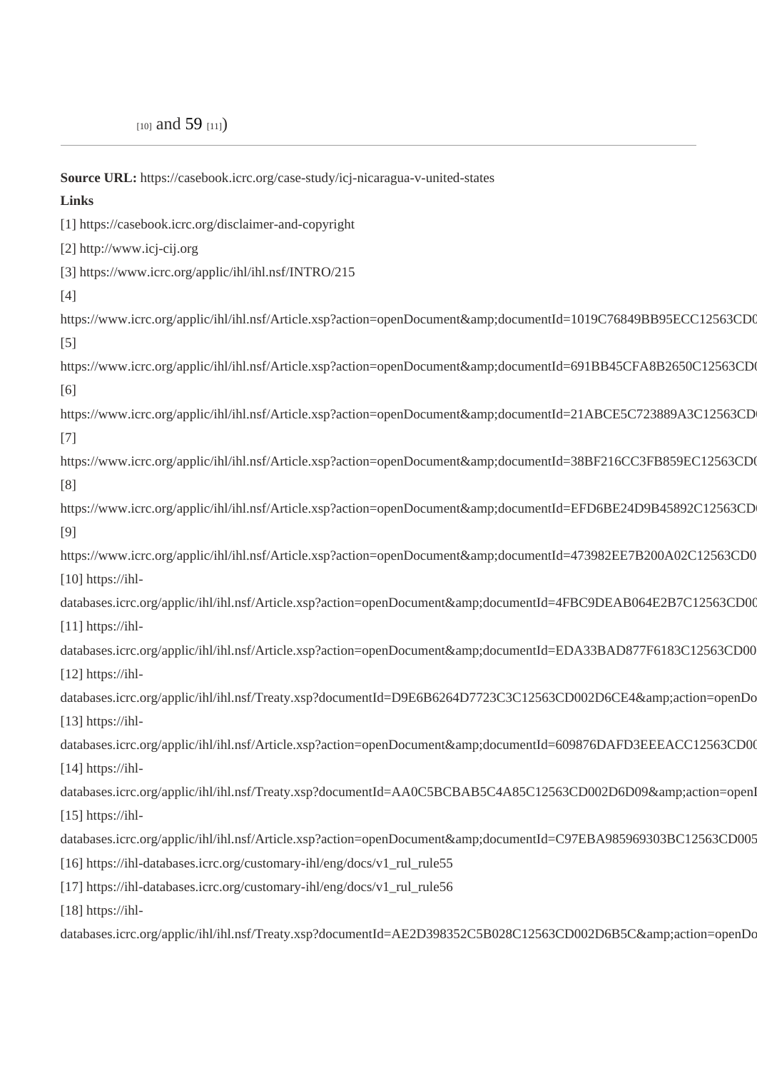[10] and 59 [11])

---

**Source URL:** https://casebook.icrc.org/case-study/icj-nicaragua-v-united-states

**Links**

[1] https://casebook.icrc.org/disclaimer-and-copyright

[2] http://www.icj-cij.org

[3] https://www.icrc.org/applic/ihl/ihl.nsf/INTRO/215

[4] https://www.icrc.org/applic/ihl/ihl.nsf/Article.xsp?action=openDocument&amp;documentId=1019C76849BB95ECC12563CD0

[5] https://www.icrc.org/applic/ihl/ihl.nsf/Article.xsp?action=openDocument&amp;documentId=691BB45CFA8B2650C12563CD0

[6] https://www.icrc.org/applic/ihl/ihl.nsf/Article.xsp?action=openDocument&amp;documentId=21ABCE5C723889A3C12563CD0

[7] https://www.icrc.org/applic/ihl/ihl.nsf/Article.xsp?action=openDocument&amp;documentId=38BF216CC3FB859EC12563CD0

[8] https://www.icrc.org/applic/ihl/ihl.nsf/Article.xsp?action=openDocument&amp;documentId=EFD6BE24D9B45892C12563CD0

[9] https://www.icrc.org/applic/ihl/ihl.nsf/Article.xsp?action=openDocument&amp;documentId=473982EE7B200A02C12563CD0

[10] https://ihl-databases.icrc.org/applic/ihl/ihl.nsf/Article.xsp?action=openDocument&amp;documentId=4FBC9DEAB064E2B7C12563CD00

[11] https://ihl-databases.icrc.org/applic/ihl/ihl.nsf/Article.xsp?action=openDocument&amp;documentId=EDA33BAD877F6183C12563CD00

[12] https://ihl-databases.icrc.org/applic/ihl/ihl.nsf/Treaty.xsp?documentId=D9E6B6264D7723C3C12563CD002D6CE4&amp;action=openDo

[13] https://ihl-databases.icrc.org/applic/ihl/ihl.nsf/Article.xsp?action=openDocument&amp;documentId=609876DAFD3EEEACC12563CD00

[14] https://ihl-databases.icrc.org/applic/ihl/ihl.nsf/Treaty.xsp?documentId=AA0C5BCBAB5C4A85C12563CD002D6D09&amp;action=openI

[15] https://ihl-databases.icrc.org/applic/ihl/ihl.nsf/Article.xsp?action=openDocument&amp;documentId=C97EBA985969303BC12563CD005

[16] https://ihl-databases.icrc.org/customary-ihl/eng/docs/v1_rul_rule55

[17] https://ihl-databases.icrc.org/customary-ihl/eng/docs/v1_rul_rule56

[18] https://ihl-databases.icrc.org/applic/ihl/ihl.nsf/Treaty.xsp?documentId=AE2D398352C5B028C12563CD002D6B5C&amp;action=openDo